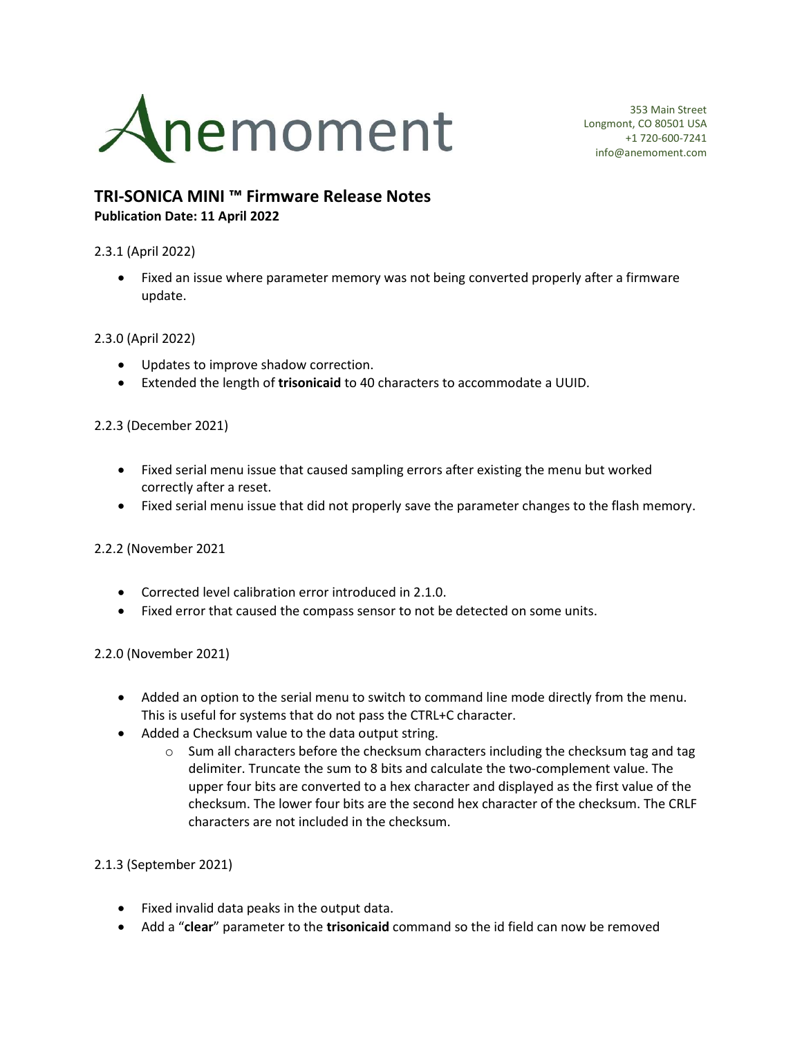Anemoment

353 Main Street
Longmont, CO 80501 USA
+1 720-600-7241
info@anemoment.com

## TRI-SONICA MINI ™ Firmware Release Notes

**Publication Date: 11 April 2022**

2.3.1 (April 2022)

- Fixed an issue where parameter memory was not being converted properly after a firmware update.

2.3.0 (April 2022)

- Updates to improve shadow correction.
- Extended the length of **trisonicaid** to 40 characters to accommodate a UUID.

2.2.3 (December 2021)

- Fixed serial menu issue that caused sampling errors after existing the menu but worked correctly after a reset.
- Fixed serial menu issue that did not properly save the parameter changes to the flash memory.

2.2.2 (November 2021

- Corrected level calibration error introduced in 2.1.0.
- Fixed error that caused the compass sensor to not be detected on some units.

2.2.0 (November 2021)

- Added an option to the serial menu to switch to command line mode directly from the menu. This is useful for systems that do not pass the CTRL+C character.
- Added a Checksum value to the data output string.
  - Sum all characters before the checksum characters including the checksum tag and tag delimiter. Truncate the sum to 8 bits and calculate the two-complement value. The upper four bits are converted to a hex character and displayed as the first value of the checksum. The lower four bits are the second hex character of the checksum. The CRLF characters are not included in the checksum.

2.1.3 (September 2021)

- Fixed invalid data peaks in the output data.
- Add a "**clear**" parameter to the **trisonicaid** command so the id field can now be removed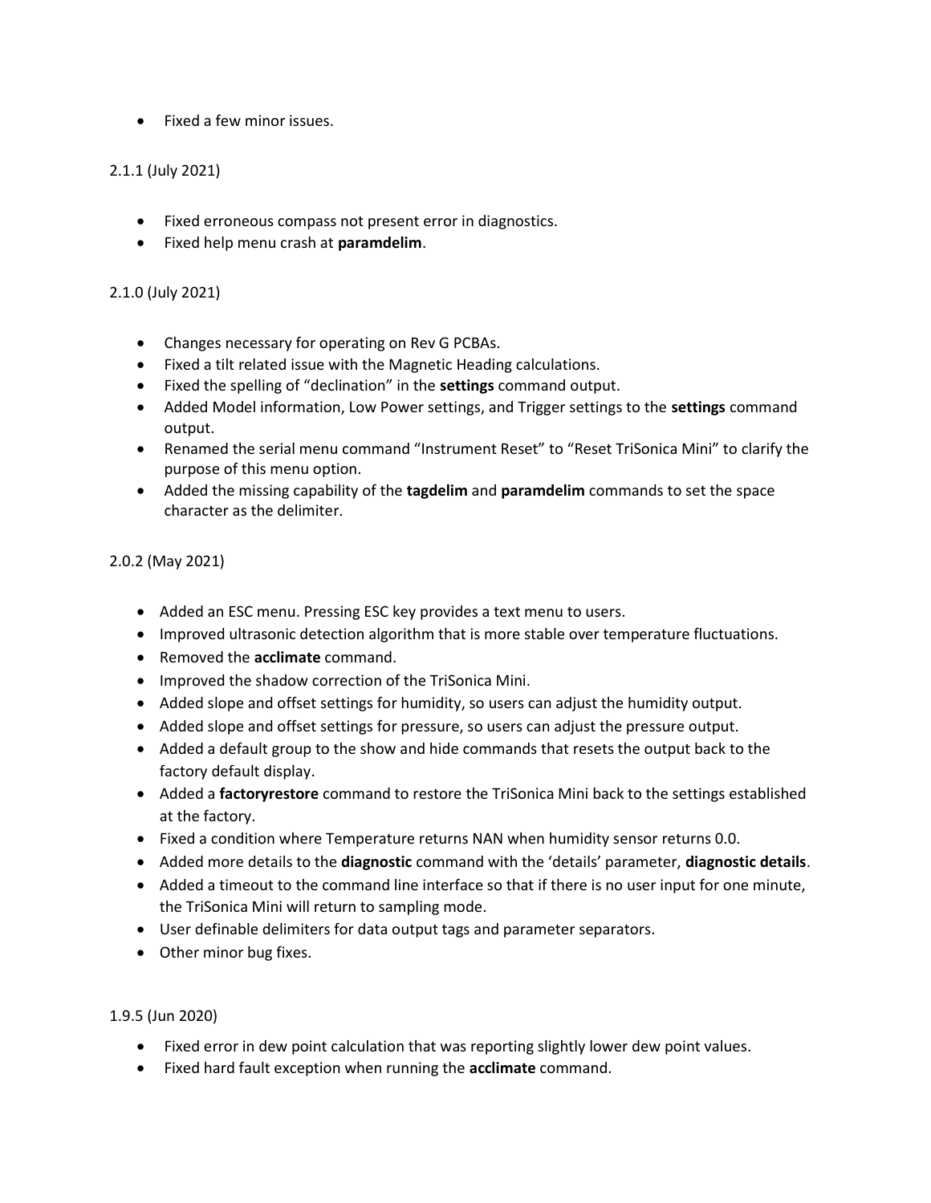- Fixed a few minor issues.

2.1.1 (July 2021)

- Fixed erroneous compass not present error in diagnostics.
- Fixed help menu crash at **paramdelim**.

2.1.0 (July 2021)

- Changes necessary for operating on Rev G PCBAs.
- Fixed a tilt related issue with the Magnetic Heading calculations.
- Fixed the spelling of "declination" in the **settings** command output.
- Added Model information, Low Power settings, and Trigger settings to the **settings** command output.
- Renamed the serial menu command "Instrument Reset" to "Reset TriSonica Mini" to clarify the purpose of this menu option.
- Added the missing capability of the **tagdelim** and **paramdelim** commands to set the space character as the delimiter.

2.0.2 (May 2021)

- Added an ESC menu. Pressing ESC key provides a text menu to users.
- Improved ultrasonic detection algorithm that is more stable over temperature fluctuations.
- Removed the **acclimate** command.
- Improved the shadow correction of the TriSonica Mini.
- Added slope and offset settings for humidity, so users can adjust the humidity output.
- Added slope and offset settings for pressure, so users can adjust the pressure output.
- Added a default group to the show and hide commands that resets the output back to the factory default display.
- Added a **factoryrestore** command to restore the TriSonica Mini back to the settings established at the factory.
- Fixed a condition where Temperature returns NAN when humidity sensor returns 0.0.
- Added more details to the **diagnostic** command with the 'details' parameter, **diagnostic details**.
- Added a timeout to the command line interface so that if there is no user input for one minute, the TriSonica Mini will return to sampling mode.
- User definable delimiters for data output tags and parameter separators.
- Other minor bug fixes.

1.9.5 (Jun 2020)

- Fixed error in dew point calculation that was reporting slightly lower dew point values.
- Fixed hard fault exception when running the **acclimate** command.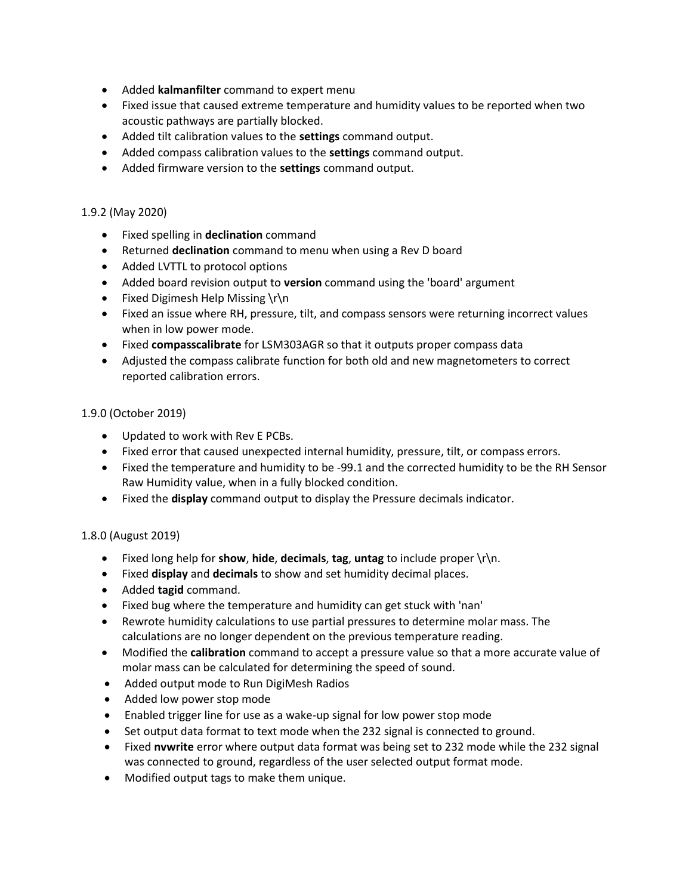- Added **kalmanfilter** command to expert menu
- Fixed issue that caused extreme temperature and humidity values to be reported when two acoustic pathways are partially blocked.
- Added tilt calibration values to the **settings** command output.
- Added compass calibration values to the **settings** command output.
- Added firmware version to the **settings** command output.

1.9.2 (May 2020)

- Fixed spelling in **declination** command
- Returned **declination** command to menu when using a Rev D board
- Added LVTTL to protocol options
- Added board revision output to **version** command using the 'board' argument
- Fixed Digimesh Help Missing \r\n
- Fixed an issue where RH, pressure, tilt, and compass sensors were returning incorrect values when in low power mode.
- Fixed **compasscalibrate** for LSM303AGR so that it outputs proper compass data
- Adjusted the compass calibrate function for both old and new magnetometers to correct reported calibration errors.

1.9.0 (October 2019)

- Updated to work with Rev E PCBs.
- Fixed error that caused unexpected internal humidity, pressure, tilt, or compass errors.
- Fixed the temperature and humidity to be -99.1 and the corrected humidity to be the RH Sensor Raw Humidity value, when in a fully blocked condition.
- Fixed the **display** command output to display the Pressure decimals indicator.

1.8.0 (August 2019)

- Fixed long help for **show**, **hide**, **decimals**, **tag**, **untag** to include proper \r\n.
- Fixed **display** and **decimals** to show and set humidity decimal places.
- Added **tagid** command.
- Fixed bug where the temperature and humidity can get stuck with 'nan'
- Rewrote humidity calculations to use partial pressures to determine molar mass. The calculations are no longer dependent on the previous temperature reading.
- Modified the **calibration** command to accept a pressure value so that a more accurate value of molar mass can be calculated for determining the speed of sound.
- Added output mode to Run DigiMesh Radios
- Added low power stop mode
- Enabled trigger line for use as a wake-up signal for low power stop mode
- Set output data format to text mode when the 232 signal is connected to ground.
- Fixed **nvwrite** error where output data format was being set to 232 mode while the 232 signal was connected to ground, regardless of the user selected output format mode.
- Modified output tags to make them unique.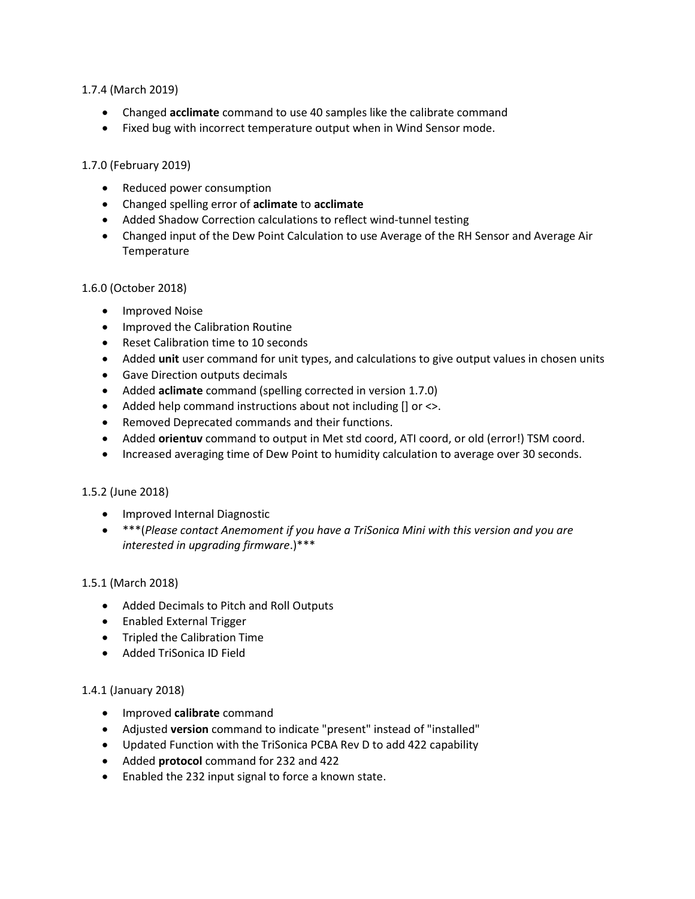1.7.4 (March 2019)

- Changed **acclimate** command to use 40 samples like the calibrate command
- Fixed bug with incorrect temperature output when in Wind Sensor mode.

1.7.0 (February 2019)

- Reduced power consumption
- Changed spelling error of **aclimate** to **acclimate**
- Added Shadow Correction calculations to reflect wind-tunnel testing
- Changed input of the Dew Point Calculation to use Average of the RH Sensor and Average Air Temperature

1.6.0 (October 2018)

- Improved Noise
- Improved the Calibration Routine
- Reset Calibration time to 10 seconds
- Added **unit** user command for unit types, and calculations to give output values in chosen units
- Gave Direction outputs decimals
- Added **aclimate** command (spelling corrected in version 1.7.0)
- Added help command instructions about not including [] or <>.
- Removed Deprecated commands and their functions.
- Added **orientuv** command to output in Met std coord, ATI coord, or old (error!) TSM coord.
- Increased averaging time of Dew Point to humidity calculation to average over 30 seconds.

1.5.2 (June 2018)

- Improved Internal Diagnostic
- ***(*Please contact Anemoment if you have a TriSonica Mini with this version and you are interested in upgrading firmware*.)***

1.5.1 (March 2018)

- Added Decimals to Pitch and Roll Outputs
- Enabled External Trigger
- Tripled the Calibration Time
- Added TriSonica ID Field

1.4.1 (January 2018)

- Improved **calibrate** command
- Adjusted **version** command to indicate "present" instead of "installed"
- Updated Function with the TriSonica PCBA Rev D to add 422 capability
- Added **protocol** command for 232 and 422
- Enabled the 232 input signal to force a known state.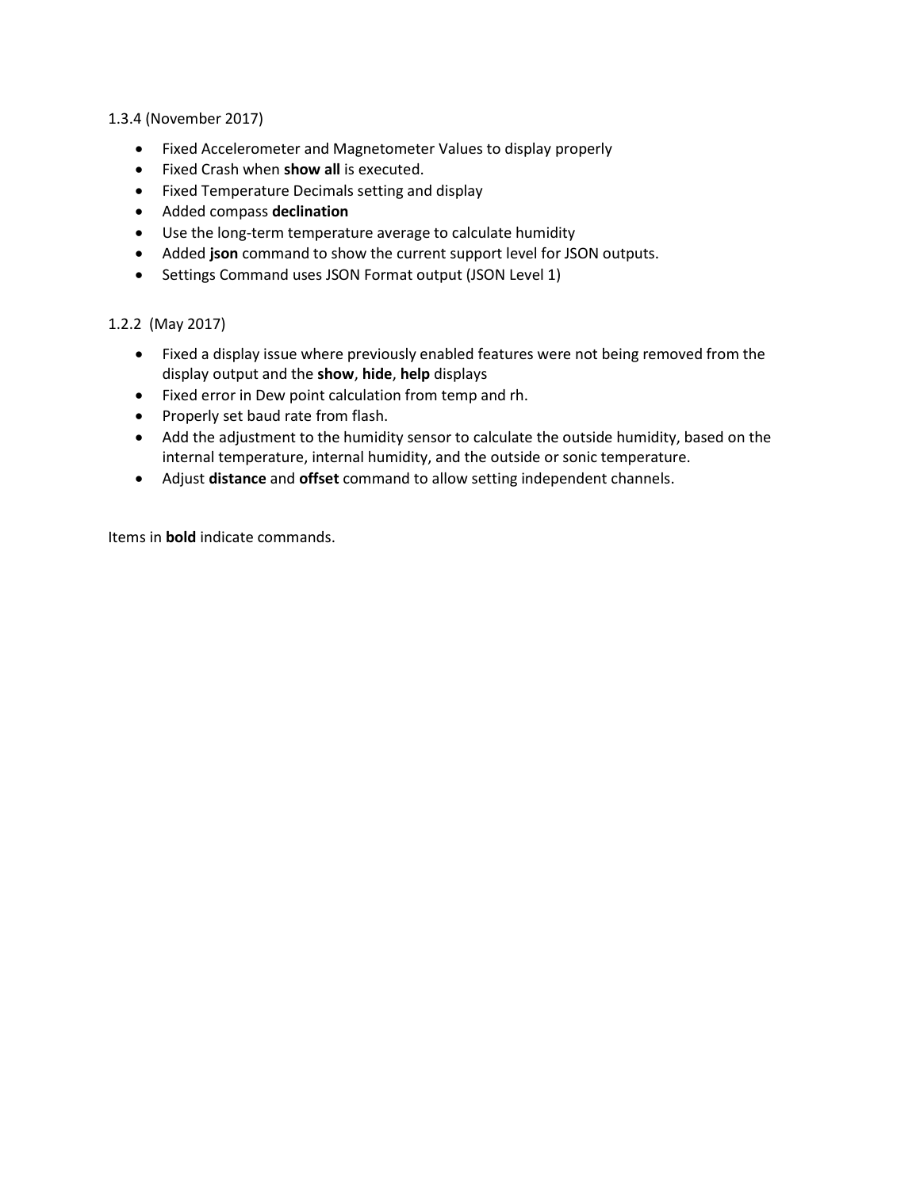1.3.4 (November 2017)

- Fixed Accelerometer and Magnetometer Values to display properly
- Fixed Crash when **show all** is executed.
- Fixed Temperature Decimals setting and display
- Added compass **declination**
- Use the long-term temperature average to calculate humidity
- Added **json** command to show the current support level for JSON outputs.
- Settings Command uses JSON Format output (JSON Level 1)

1.2.2 (May 2017)

- Fixed a display issue where previously enabled features were not being removed from the display output and the **show**, **hide**, **help** displays
- Fixed error in Dew point calculation from temp and rh.
- Properly set baud rate from flash.
- Add the adjustment to the humidity sensor to calculate the outside humidity, based on the internal temperature, internal humidity, and the outside or sonic temperature.
- Adjust **distance** and **offset** command to allow setting independent channels.

Items in **bold** indicate commands.